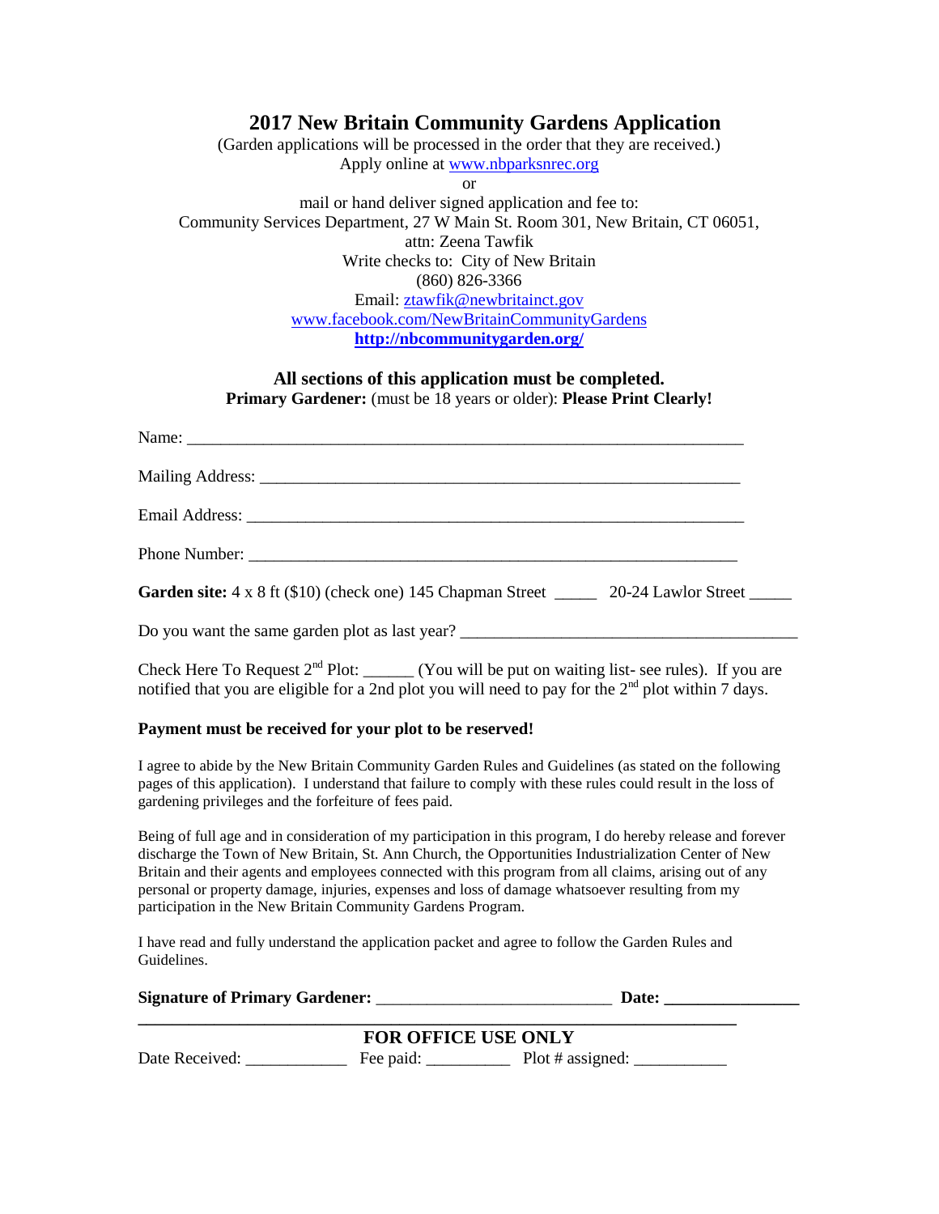# 2017 New Britain Community Gardens Application

(Garden applications will be processed in the order that they are received.)
Apply online at www.nbparksnrec.org
or
mail or hand deliver signed application and fee to:
Community Services Department, 27 W Main St. Room 301, New Britain, CT 06051,
attn: Zeena Tawfik
Write checks to: City of New Britain
(860) 826-3366
Email: ztawfik@newbritainct.gov
www.facebook.com/NewBritainCommunityGardens
**http://nbcommunitygarden.org/**

**All sections of this application must be completed.**
**Primary Gardener:** (must be 18 years or older): **Please Print Clearly!**

Name: ____________________________________________________________________

Mailing Address: __________________________________________________________

Email Address: ____________________________________________________________

Phone Number: ____________________________________________________________

**Garden site:** 4 x 8 ft ($10) (check one) 145 Chapman Street _____ 20-24 Lawlor Street _____

Do you want the same garden plot as last year? ________________________________________

Check Here To Request 2nd Plot: ______ (You will be put on waiting list- see rules). If you are notified that you are eligible for a 2nd plot you will need to pay for the 2nd plot within 7 days.

**Payment must be received for your plot to be reserved!**

I agree to abide by the New Britain Community Garden Rules and Guidelines (as stated on the following pages of this application). I understand that failure to comply with these rules could result in the loss of gardening privileges and the forfeiture of fees paid.

Being of full age and in consideration of my participation in this program, I do hereby release and forever discharge the Town of New Britain, St. Ann Church, the Opportunities Industrialization Center of New Britain and their agents and employees connected with this program from all claims, arising out of any personal or property damage, injuries, expenses and loss of damage whatsoever resulting from my participation in the New Britain Community Gardens Program.

I have read and fully understand the application packet and agree to follow the Garden Rules and Guidelines.

**Signature of Primary Gardener:** ___________________________ **Date:** ________________

**FOR OFFICE USE ONLY**

Date Received: ____________ Fee paid: __________ Plot # assigned: ___________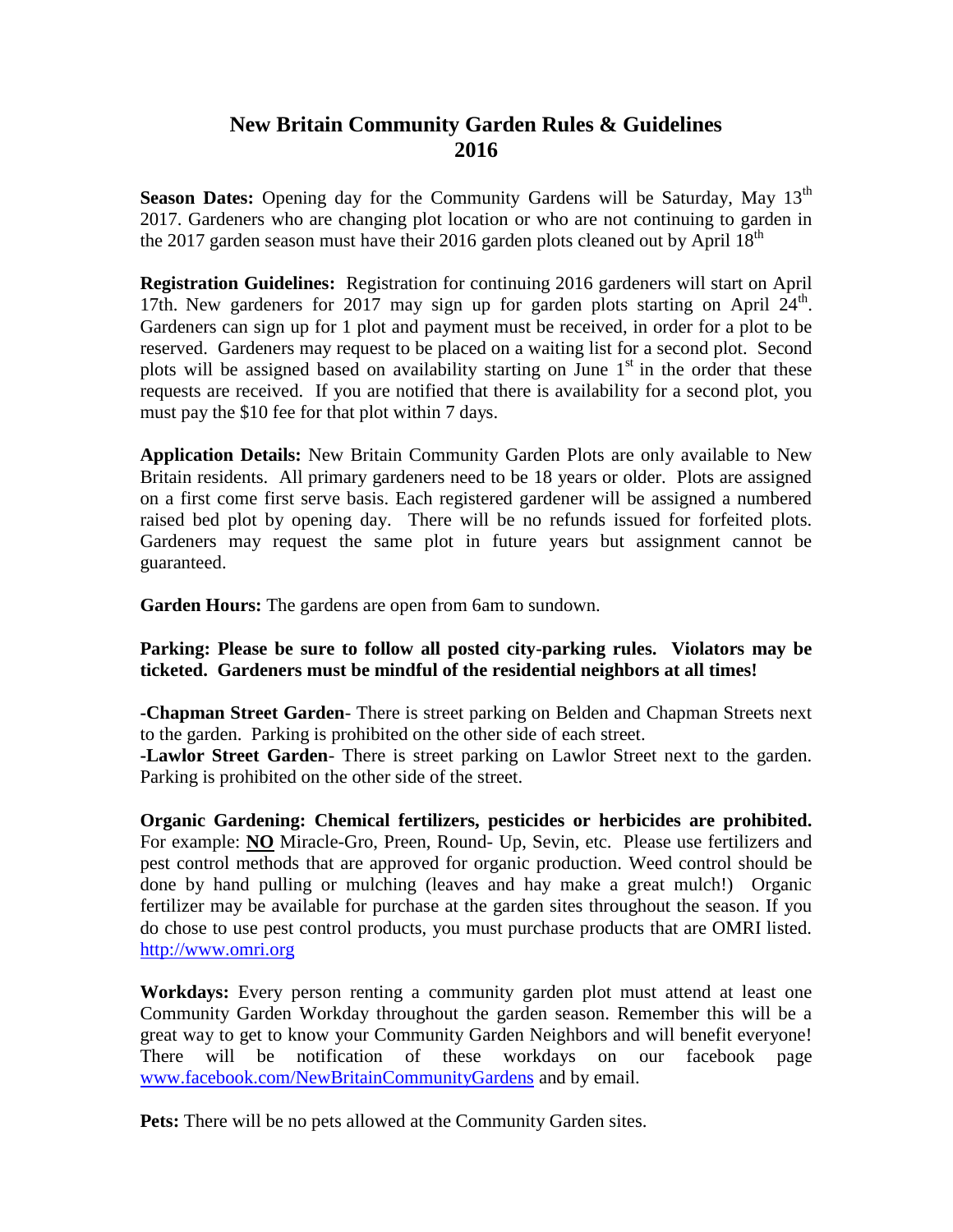# New Britain Community Garden Rules & Guidelines 2016

**Season Dates:** Opening day for the Community Gardens will be Saturday, May 13th 2017. Gardeners who are changing plot location or who are not continuing to garden in the 2017 garden season must have their 2016 garden plots cleaned out by April 18th

**Registration Guidelines:** Registration for continuing 2016 gardeners will start on April 17th. New gardeners for 2017 may sign up for garden plots starting on April 24th. Gardeners can sign up for 1 plot and payment must be received, in order for a plot to be reserved. Gardeners may request to be placed on a waiting list for a second plot. Second plots will be assigned based on availability starting on June 1st in the order that these requests are received. If you are notified that there is availability for a second plot, you must pay the $10 fee for that plot within 7 days.

**Application Details:** New Britain Community Garden Plots are only available to New Britain residents. All primary gardeners need to be 18 years or older. Plots are assigned on a first come first serve basis. Each registered gardener will be assigned a numbered raised bed plot by opening day. There will be no refunds issued for forfeited plots. Gardeners may request the same plot in future years but assignment cannot be guaranteed.

**Garden Hours:** The gardens are open from 6am to sundown.

**Parking: Please be sure to follow all posted city-parking rules. Violators may be ticketed. Gardeners must be mindful of the residential neighbors at all times!**

**-Chapman Street Garden**- There is street parking on Belden and Chapman Streets next to the garden. Parking is prohibited on the other side of each street.
**-Lawlor Street Garden**- There is street parking on Lawlor Street next to the garden. Parking is prohibited on the other side of the street.

**Organic Gardening: Chemical fertilizers, pesticides or herbicides are prohibited.** For example: **NO** Miracle-Gro, Preen, Round- Up, Sevin, etc. Please use fertilizers and pest control methods that are approved for organic production. Weed control should be done by hand pulling or mulching (leaves and hay make a great mulch!) Organic fertilizer may be available for purchase at the garden sites throughout the season. If you do chose to use pest control products, you must purchase products that are OMRI listed. http://www.omri.org

**Workdays:** Every person renting a community garden plot must attend at least one Community Garden Workday throughout the garden season. Remember this will be a great way to get to know your Community Garden Neighbors and will benefit everyone! There will be notification of these workdays on our facebook page www.facebook.com/NewBritainCommunityGardens and by email.

**Pets:** There will be no pets allowed at the Community Garden sites.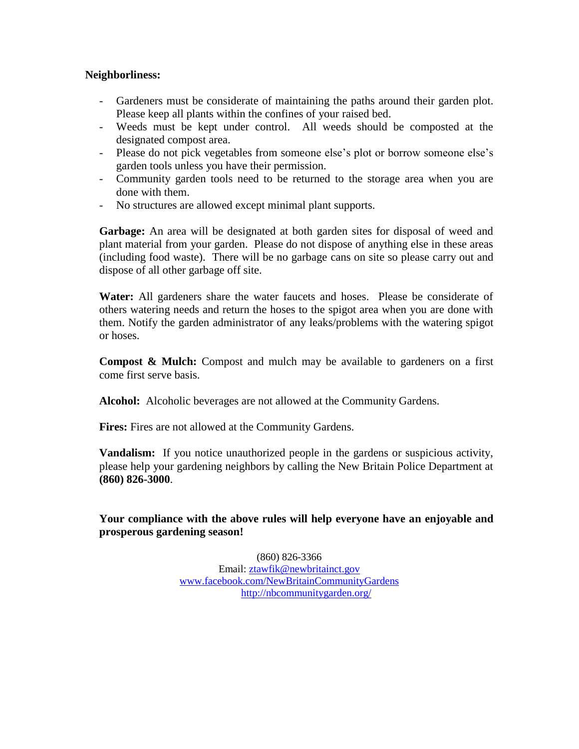**Neighborliness:**

- Gardeners must be considerate of maintaining the paths around their garden plot. Please keep all plants within the confines of your raised bed.
- Weeds must be kept under control. All weeds should be composted at the designated compost area.
- Please do not pick vegetables from someone else's plot or borrow someone else's garden tools unless you have their permission.
- Community garden tools need to be returned to the storage area when you are done with them.
- No structures are allowed except minimal plant supports.

**Garbage:** An area will be designated at both garden sites for disposal of weed and plant material from your garden. Please do not dispose of anything else in these areas (including food waste). There will be no garbage cans on site so please carry out and dispose of all other garbage off site.

**Water:** All gardeners share the water faucets and hoses. Please be considerate of others watering needs and return the hoses to the spigot area when you are done with them. Notify the garden administrator of any leaks/problems with the watering spigot or hoses.

**Compost & Mulch:** Compost and mulch may be available to gardeners on a first come first serve basis.

**Alcohol:** Alcoholic beverages are not allowed at the Community Gardens.

**Fires:** Fires are not allowed at the Community Gardens.

**Vandalism:** If you notice unauthorized people in the gardens or suspicious activity, please help your gardening neighbors by calling the New Britain Police Department at **(860) 826-3000**.

**Your compliance with the above rules will help everyone have an enjoyable and prosperous gardening season!**

(860) 826-3366
Email: ztawfik@newbritainct.gov
www.facebook.com/NewBritainCommunityGardens
http://nbcommunitygarden.org/